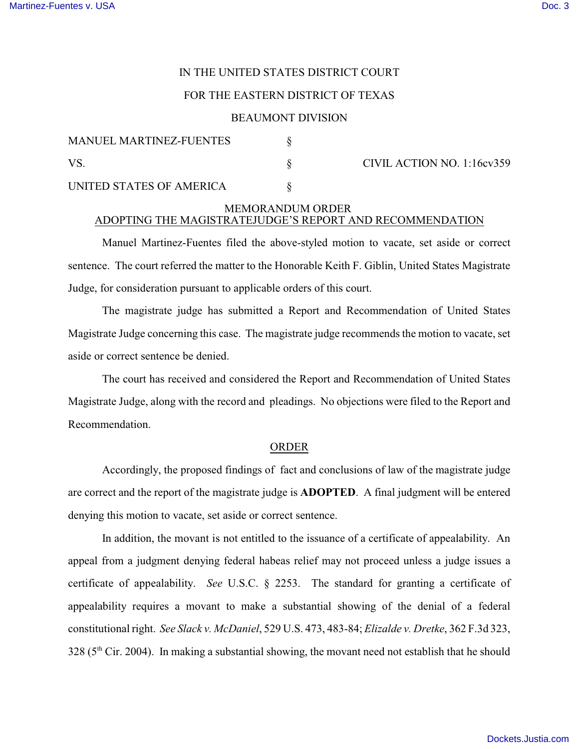IN THE UNITED STATES DISTRICT COURT

FOR THE EASTERN DISTRICT OF TEXAS

BEAUMONT DIVISION

| | | |
|---|---|---|
| MANUEL MARTINEZ-FUENTES | § | |
| VS. | § | CIVIL ACTION NO. 1:16cv359 |
| UNITED STATES OF AMERICA | § | |

MEMORANDUM ORDER
ADOPTING THE MAGISTRATEJUDGE'S REPORT AND RECOMMENDATION

Manuel Martinez-Fuentes filed the above-styled motion to vacate, set aside or correct sentence. The court referred the matter to the Honorable Keith F. Giblin, United States Magistrate Judge, for consideration pursuant to applicable orders of this court.

The magistrate judge has submitted a Report and Recommendation of United States Magistrate Judge concerning this case. The magistrate judge recommends the motion to vacate, set aside or correct sentence be denied.

The court has received and considered the Report and Recommendation of United States Magistrate Judge, along with the record and pleadings. No objections were filed to the Report and Recommendation.

ORDER

Accordingly, the proposed findings of fact and conclusions of law of the magistrate judge are correct and the report of the magistrate judge is **ADOPTED**. A final judgment will be entered denying this motion to vacate, set aside or correct sentence.

In addition, the movant is not entitled to the issuance of a certificate of appealability. An appeal from a judgment denying federal habeas relief may not proceed unless a judge issues a certificate of appealability. *See* U.S.C. § 2253. The standard for granting a certificate of appealability requires a movant to make a substantial showing of the denial of a federal constitutional right. *See Slack v. McDaniel*, 529 U.S. 473, 483-84; *Elizalde v. Dretke*, 362 F.3d 323, 328 (5th Cir. 2004). In making a substantial showing, the movant need not establish that he should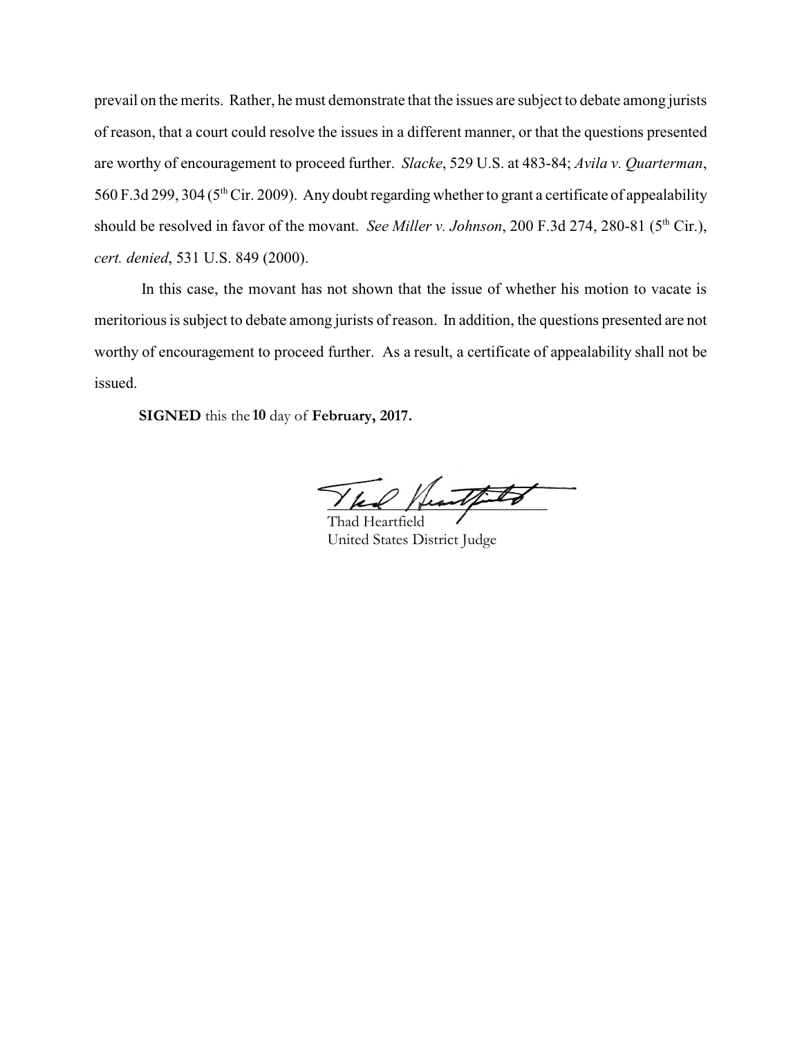prevail on the merits. Rather, he must demonstrate that the issues are subject to debate among jurists of reason, that a court could resolve the issues in a different manner, or that the questions presented are worthy of encouragement to proceed further. *Slacke*, 529 U.S. at 483-84; *Avila v. Quarterman*, 560 F.3d 299, 304 (5th Cir. 2009). Any doubt regarding whether to grant a certificate of appealability should be resolved in favor of the movant. *See Miller v. Johnson*, 200 F.3d 274, 280-81 (5th Cir.), *cert. denied*, 531 U.S. 849 (2000).

In this case, the movant has not shown that the issue of whether his motion to vacate is meritorious is subject to debate among jurists of reason. In addition, the questions presented are not worthy of encouragement to proceed further. As a result, a certificate of appealability shall not be issued.

**SIGNED** this the **10** day of **February, 2017.**

Thad Heartfield
United States District Judge